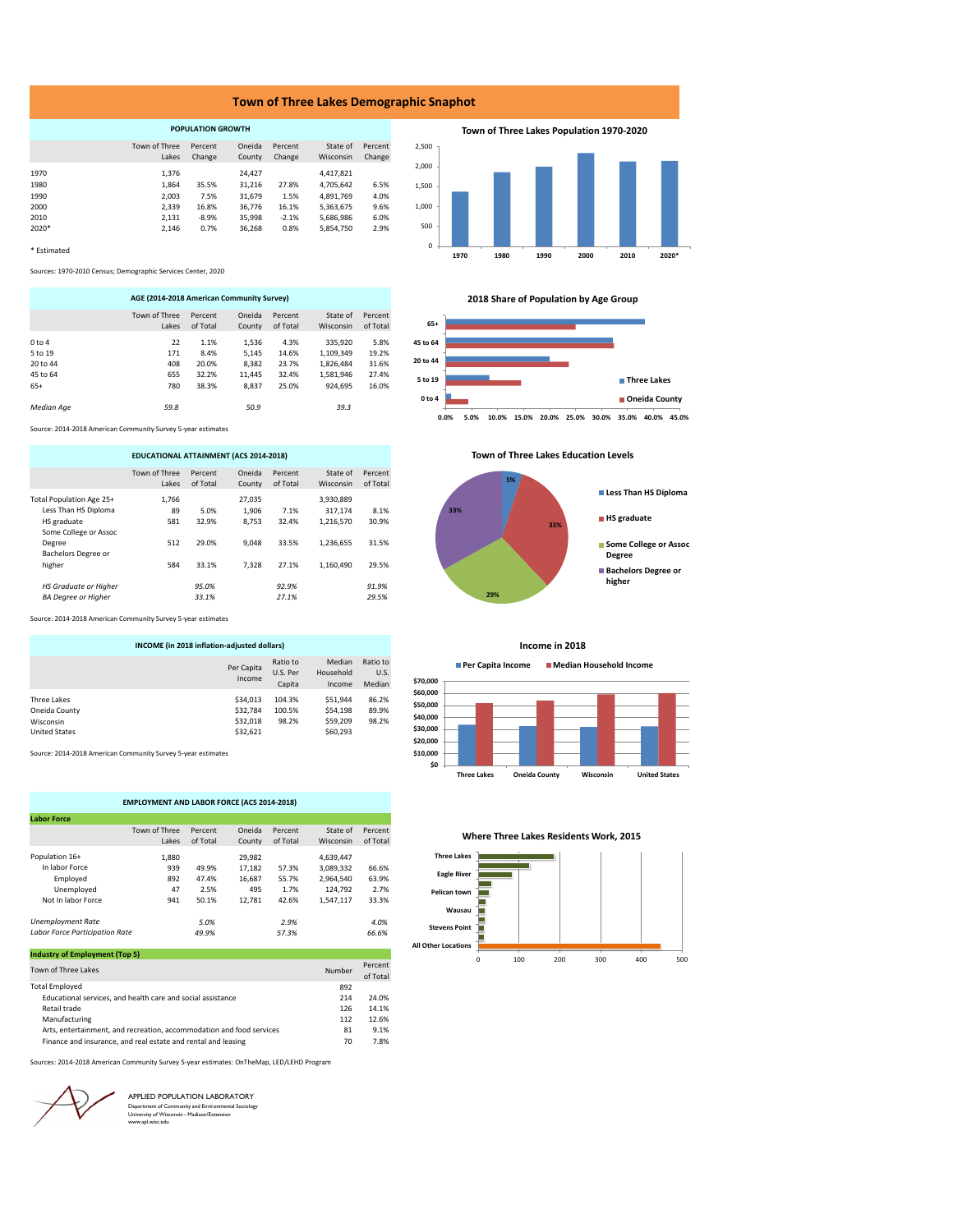# Town of Three Lakes Demographic Snaphot

## POPULATION GROWTH

| | Town of Three Lakes | Percent Change | Oneida County | Percent Change | State of Wisconsin | Percent Change |
|---|---|---|---|---|---|---|
| 1970 | 1,376 | | 24,427 | | 4,417,821 | |
| 1980 | 1,864 | 35.5% | 31,216 | 27.8% | 4,705,642 | 6.5% |
| 1990 | 2,003 | 7.5% | 31,679 | 1.5% | 4,891,769 | 4.0% |
| 2000 | 2,339 | 16.8% | 36,776 | 16.1% | 5,363,675 | 9.6% |
| 2010 | 2,131 | -8.9% | 35,998 | -2.1% | 5,686,986 | 6.0% |
| 2020* | 2,146 | 0.7% | 36,268 | 0.8% | 5,854,750 | 2.9% |

\* Estimated

Sources: 1970-2010 Census; Demographic Services Center, 2020

**Town of Three Lakes Population 1970-2020**

## AGE (2014-2018 American Community Survey)

| | Town of Three Lakes | Percent of Total | Oneida County | Percent of Total | State of Wisconsin | Percent of Total |
|---|---|---|---|---|---|---|
| 0 to 4 | 22 | 1.1% | 1,536 | 4.3% | 335,920 | 5.8% |
| 5 to 19 | 171 | 8.4% | 5,145 | 14.6% | 1,109,349 | 19.2% |
| 20 to 44 | 408 | 20.0% | 8,382 | 23.7% | 1,826,484 | 31.6% |
| 45 to 64 | 655 | 32.2% | 11,445 | 32.4% | 1,581,946 | 27.4% |
| 65+ | 780 | 38.3% | 8,837 | 25.0% | 924,695 | 16.0% |
| *Median Age* | *59.8* | | *50.9* | | *39.3* | |

Source: 2014-2018 American Community Survey 5-year estimates

**2018 Share of Population by Age Group**

## EDUCATIONAL ATTAINMENT (ACS 2014-2018)

| | Town of Three Lakes | Percent of Total | Oneida County | Percent of Total | State of Wisconsin | Percent of Total |
|---|---|---|---|---|---|---|
| Total Population Age 25+ | 1,766 | | 27,035 | | 3,930,889 | |
| Less Than HS Diploma | 89 | 5.0% | 1,906 | 7.1% | 317,174 | 8.1% |
| HS graduate | 581 | 32.9% | 8,753 | 32.4% | 1,216,570 | 30.9% |
| Some College or Assoc Degree | 512 | 29.0% | 9,048 | 33.5% | 1,236,655 | 31.5% |
| Bachelors Degree or higher | 584 | 33.1% | 7,328 | 27.1% | 1,160,490 | 29.5% |
| *HS Graduate or Higher* | | *95.0%* | | *92.9%* | | *91.9%* |
| *BA Degree or Higher* | | *33.1%* | | *27.1%* | | *29.5%* |

Source: 2014-2018 American Community Survey 5-year estimates

**Town of Three Lakes Education Levels**

## INCOME (in 2018 inflation-adjusted dollars)

| | Per Capita Income | Ratio to U.S. Per Capita | Median Household Income | Ratio to U.S. Median |
|---|---|---|---|---|
| Three Lakes | $34,013 | 104.3% | $51,944 | 86.2% |
| Oneida County | $32,784 | 100.5% | $54,198 | 89.9% |
| Wisconsin | $32,018 | 98.2% | $59,209 | 98.2% |
| United States | $32,621 | | $60,293 | |

Source: 2014-2018 American Community Survey 5-year estimates

**Income in 2018**

## EMPLOYMENT AND LABOR FORCE (ACS 2014-2018)

### Labor Force

| | Town of Three Lakes | Percent of Total | Oneida County | Percent of Total | State of Wisconsin | Percent of Total |
|---|---|---|---|---|---|---|
| Population 16+ | 1,880 | | 29,982 | | 4,639,447 | |
| In labor Force | 939 | 49.9% | 17,182 | 57.3% | 3,089,332 | 66.6% |
| Employed | 892 | 47.4% | 16,687 | 55.7% | 2,964,540 | 63.9% |
| Unemployed | 47 | 2.5% | 495 | 1.7% | 124,792 | 2.7% |
| Not In labor Force | 941 | 50.1% | 12,781 | 42.6% | 1,547,117 | 33.3% |
| *Unemployment Rate* | | *5.0%* | | *2.9%* | | *4.0%* |
| *Labor Force Participation Rate* | | *49.9%* | | *57.3%* | | *66.6%* |

### Industry of Employment (Top 5)

| Town of Three Lakes | Number | Percent of Total |
|---|---|---|
| Total Employed | 892 | |
| Educational services, and health care and social assistance | 214 | 24.0% |
| Retail trade | 126 | 14.1% |
| Manufacturing | 112 | 12.6% |
| Arts, entertainment, and recreation, accommodation and food services | 81 | 9.1% |
| Finance and insurance, and real estate and rental and leasing | 70 | 7.8% |

Sources: 2014-2018 American Community Survey 5-year estimates: OnTheMap, LED/LEHD Program

**Where Three Lakes Residents Work, 2015**

APPLIED POPULATION LABORATORY
Department of Community and Environmental Sociology
University of Wisconsin - Madison/Extension
www.apl.wisc.edu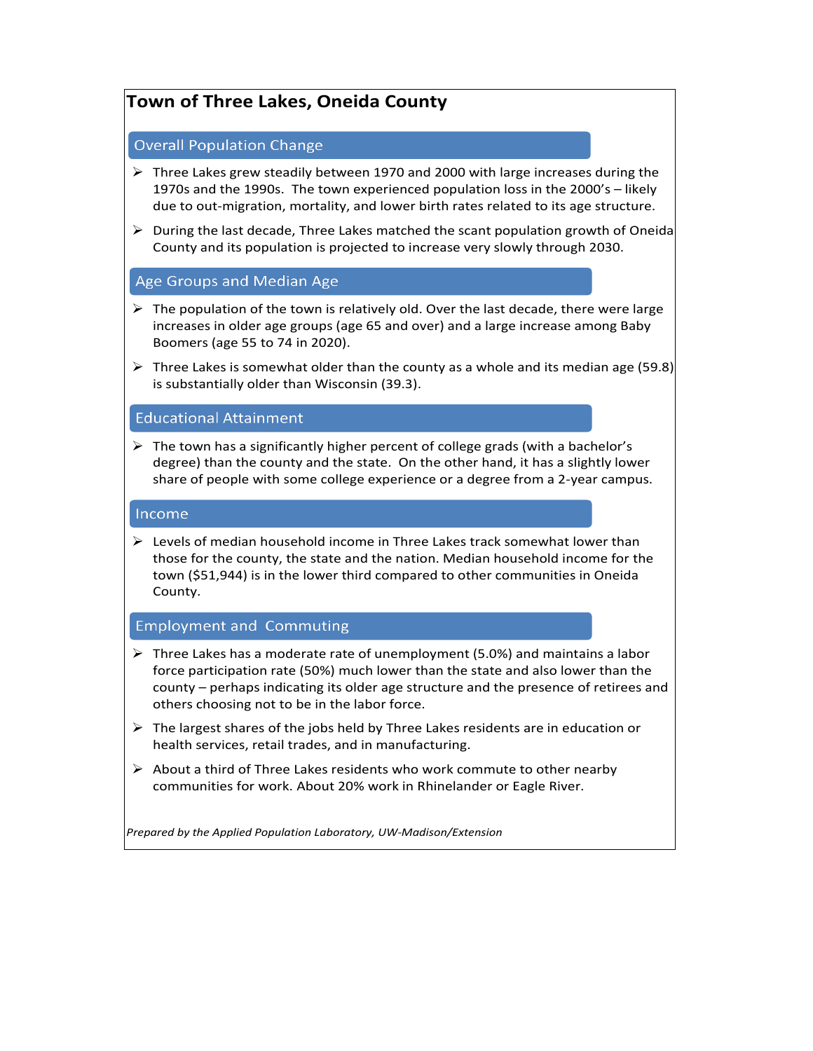# Town of Three Lakes, Oneida County

## Overall Population Change

- Three Lakes grew steadily between 1970 and 2000 with large increases during the 1970s and the 1990s. The town experienced population loss in the 2000's – likely due to out-migration, mortality, and lower birth rates related to its age structure.
- During the last decade, Three Lakes matched the scant population growth of Oneida County and its population is projected to increase very slowly through 2030.

## Age Groups and Median Age

- The population of the town is relatively old. Over the last decade, there were large increases in older age groups (age 65 and over) and a large increase among Baby Boomers (age 55 to 74 in 2020).
- Three Lakes is somewhat older than the county as a whole and its median age (59.8) is substantially older than Wisconsin (39.3).

## Educational Attainment

- The town has a significantly higher percent of college grads (with a bachelor's degree) than the county and the state. On the other hand, it has a slightly lower share of people with some college experience or a degree from a 2-year campus.

## Income

- Levels of median household income in Three Lakes track somewhat lower than those for the county, the state and the nation. Median household income for the town ($51,944) is in the lower third compared to other communities in Oneida County.

## Employment and Commuting

- Three Lakes has a moderate rate of unemployment (5.0%) and maintains a labor force participation rate (50%) much lower than the state and also lower than the county – perhaps indicating its older age structure and the presence of retirees and others choosing not to be in the labor force.
- The largest shares of the jobs held by Three Lakes residents are in education or health services, retail trades, and in manufacturing.
- About a third of Three Lakes residents who work commute to other nearby communities for work. About 20% work in Rhinelander or Eagle River.

*Prepared by the Applied Population Laboratory, UW-Madison/Extension*